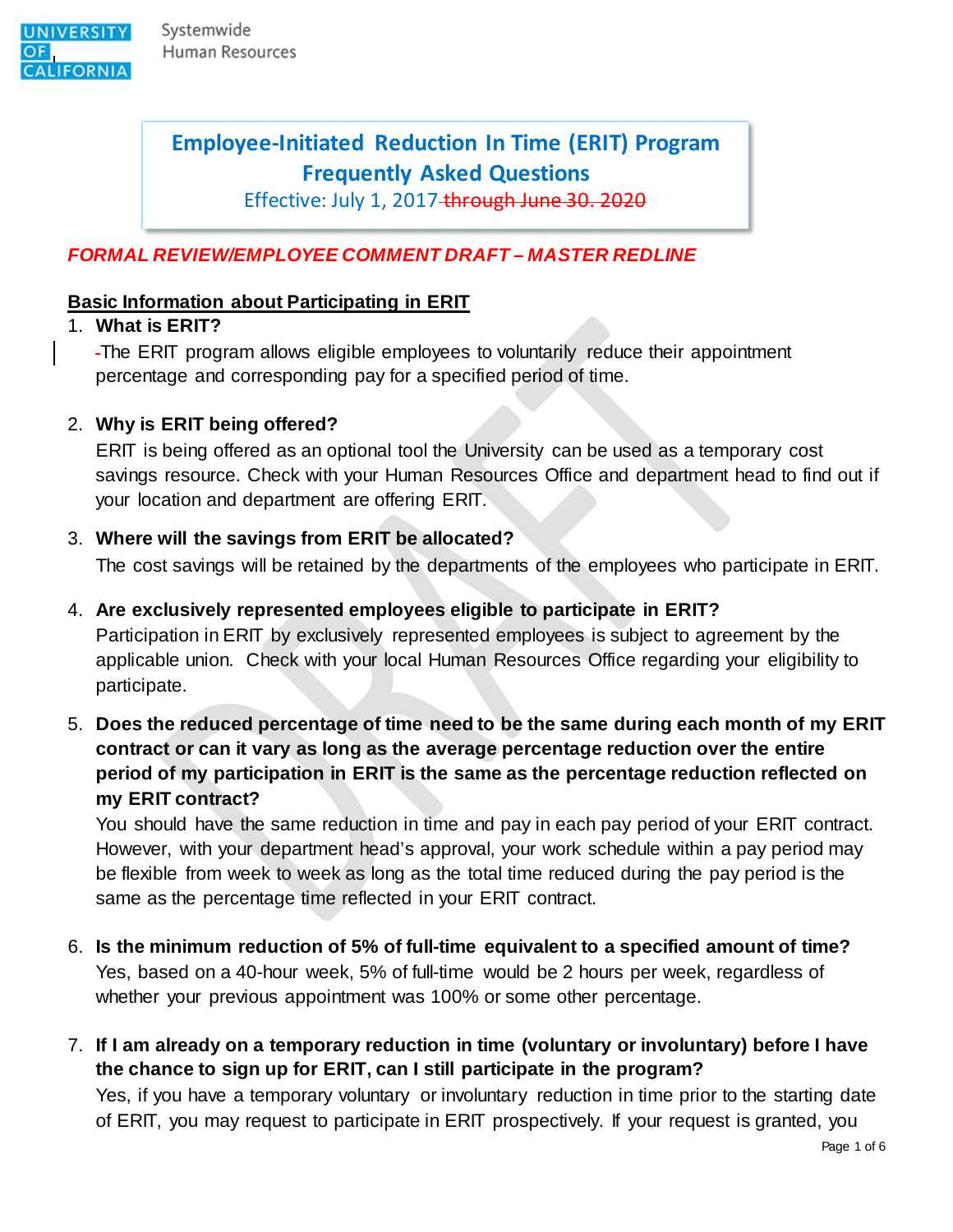Systemwide Human Resources

# Employee-Initiated Reduction In Time (ERIT) Program Frequently Asked Questions

Effective: July 1, 2017 ~~through June 30. 2020~~

***FORMAL REVIEW/EMPLOYEE COMMENT DRAFT – MASTER REDLINE***

## Basic Information about Participating in ERIT

1. **What is ERIT?**

   The ERIT program allows eligible employees to voluntarily reduce their appointment percentage and corresponding pay for a specified period of time.

2. **Why is ERIT being offered?**

   ERIT is being offered as an optional tool the University can be used as a temporary cost savings resource. Check with your Human Resources Office and department head to find out if your location and department are offering ERIT.

3. **Where will the savings from ERIT be allocated?**

   The cost savings will be retained by the departments of the employees who participate in ERIT.

4. **Are exclusively represented employees eligible to participate in ERIT?**

   Participation in ERIT by exclusively represented employees is subject to agreement by the applicable union. Check with your local Human Resources Office regarding your eligibility to participate.

5. **Does the reduced percentage of time need to be the same during each month of my ERIT contract or can it vary as long as the average percentage reduction over the entire period of my participation in ERIT is the same as the percentage reduction reflected on my ERIT contract?**

   You should have the same reduction in time and pay in each pay period of your ERIT contract. However, with your department head's approval, your work schedule within a pay period may be flexible from week to week as long as the total time reduced during the pay period is the same as the percentage time reflected in your ERIT contract.

6. **Is the minimum reduction of 5% of full-time equivalent to a specified amount of time?**

   Yes, based on a 40-hour week, 5% of full-time would be 2 hours per week, regardless of whether your previous appointment was 100% or some other percentage.

7. **If I am already on a temporary reduction in time (voluntary or involuntary) before I have the chance to sign up for ERIT, can I still participate in the program?**

   Yes, if you have a temporary voluntary or involuntary reduction in time prior to the starting date of ERIT, you may request to participate in ERIT prospectively. If your request is granted, you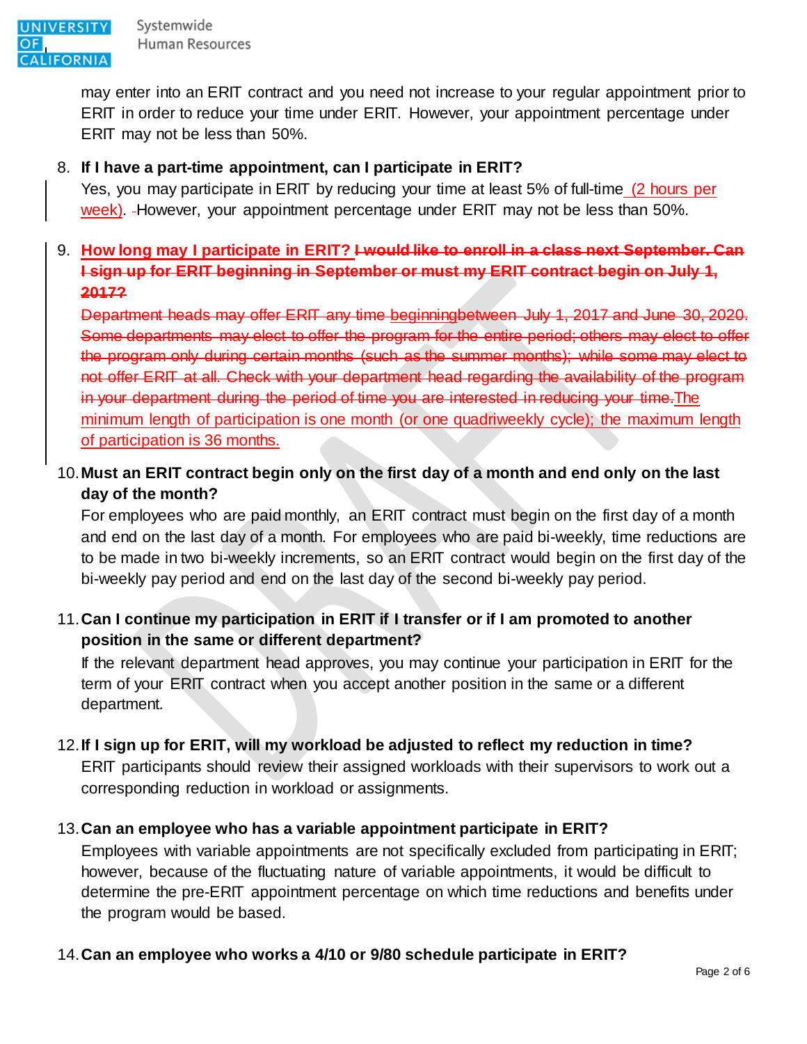may enter into an ERIT contract and you need not increase to your regular appointment prior to ERIT in order to reduce your time under ERIT. However, your appointment percentage under ERIT may not be less than 50%.

8. **If I have a part-time appointment, can I participate in ERIT?**
   Yes, you may participate in ERIT by reducing your time at least 5% of full-time (2 hours per week). However, your appointment percentage under ERIT may not be less than 50%.

9. **How long may I participate in ERIT? ~~I would like to enroll in a class next September. Can I sign up for ERIT beginning in September or must my ERIT contract begin on July 1, 2017?~~**
   ~~Department heads may offer ERIT any time beginningbetween July 1, 2017 and June 30, 2020. Some departments may elect to offer the program for the entire period; others may elect to offer the program only during certain months (such as the summer months); while some may elect to not offer ERIT at all. Check with your department head regarding the availability of the program in your department during the period of time you are interested in reducing your time.~~The minimum length of participation is one month (or one quadriweekly cycle); the maximum length of participation is 36 months.

10. **Must an ERIT contract begin only on the first day of a month and end only on the last day of the month?**
    For employees who are paid monthly, an ERIT contract must begin on the first day of a month and end on the last day of a month. For employees who are paid bi-weekly, time reductions are to be made in two bi-weekly increments, so an ERIT contract would begin on the first day of the bi-weekly pay period and end on the last day of the second bi-weekly pay period.

11. **Can I continue my participation in ERIT if I transfer or if I am promoted to another position in the same or different department?**
    If the relevant department head approves, you may continue your participation in ERIT for the term of your ERIT contract when you accept another position in the same or a different department.

12. **If I sign up for ERIT, will my workload be adjusted to reflect my reduction in time?**
    ERIT participants should review their assigned workloads with their supervisors to work out a corresponding reduction in workload or assignments.

13. **Can an employee who has a variable appointment participate in ERIT?**
    Employees with variable appointments are not specifically excluded from participating in ERIT; however, because of the fluctuating nature of variable appointments, it would be difficult to determine the pre-ERIT appointment percentage on which time reductions and benefits under the program would be based.

14. **Can an employee who works a 4/10 or 9/80 schedule participate in ERIT?**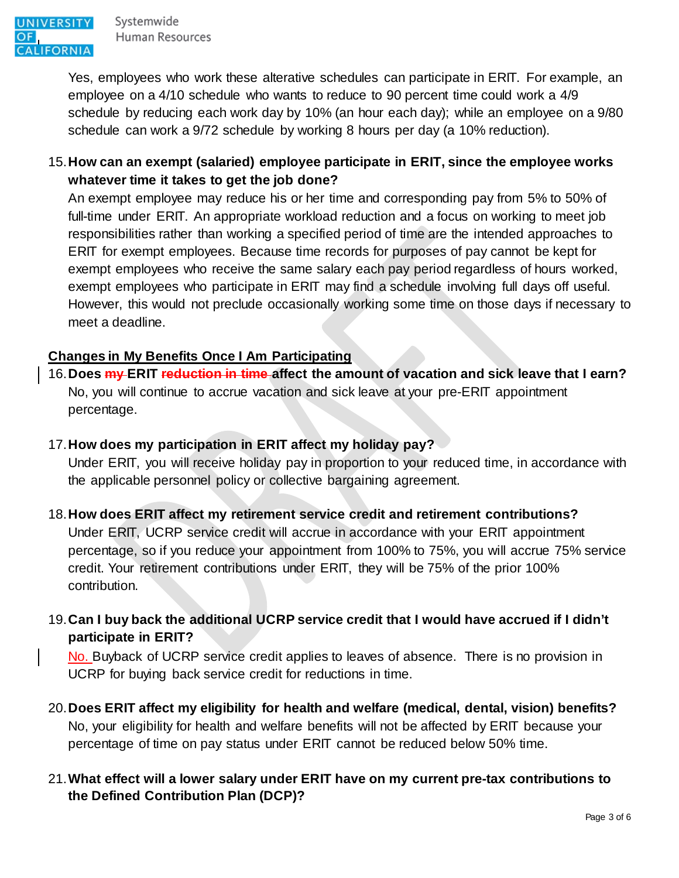Yes, employees who work these alterative schedules can participate in ERIT. For example, an employee on a 4/10 schedule who wants to reduce to 90 percent time could work a 4/9 schedule by reducing each work day by 10% (an hour each day); while an employee on a 9/80 schedule can work a 9/72 schedule by working 8 hours per day (a 10% reduction).

15. **How can an exempt (salaried) employee participate in ERIT, since the employee works whatever time it takes to get the job done?**
    An exempt employee may reduce his or her time and corresponding pay from 5% to 50% of full-time under ERIT. An appropriate workload reduction and a focus on working to meet job responsibilities rather than working a specified period of time are the intended approaches to ERIT for exempt employees. Because time records for purposes of pay cannot be kept for exempt employees who receive the same salary each pay period regardless of hours worked, exempt employees who participate in ERIT may find a schedule involving full days off useful. However, this would not preclude occasionally working some time on those days if necessary to meet a deadline.

## Changes in My Benefits Once I Am Participating

16. **Does ~~my~~ ERIT ~~reduction in time~~ affect the amount of vacation and sick leave that I earn?**
    No, you will continue to accrue vacation and sick leave at your pre-ERIT appointment percentage.

17. **How does my participation in ERIT affect my holiday pay?**
    Under ERIT, you will receive holiday pay in proportion to your reduced time, in accordance with the applicable personnel policy or collective bargaining agreement.

18. **How does ERIT affect my retirement service credit and retirement contributions?**
    Under ERIT, UCRP service credit will accrue in accordance with your ERIT appointment percentage, so if you reduce your appointment from 100% to 75%, you will accrue 75% service credit. Your retirement contributions under ERIT, they will be 75% of the prior 100% contribution.

19. **Can I buy back the additional UCRP service credit that I would have accrued if I didn't participate in ERIT?**
    No. Buyback of UCRP service credit applies to leaves of absence. There is no provision in UCRP for buying back service credit for reductions in time.

20. **Does ERIT affect my eligibility for health and welfare (medical, dental, vision) benefits?**
    No, your eligibility for health and welfare benefits will not be affected by ERIT because your percentage of time on pay status under ERIT cannot be reduced below 50% time.

21. **What effect will a lower salary under ERIT have on my current pre-tax contributions to the Defined Contribution Plan (DCP)?**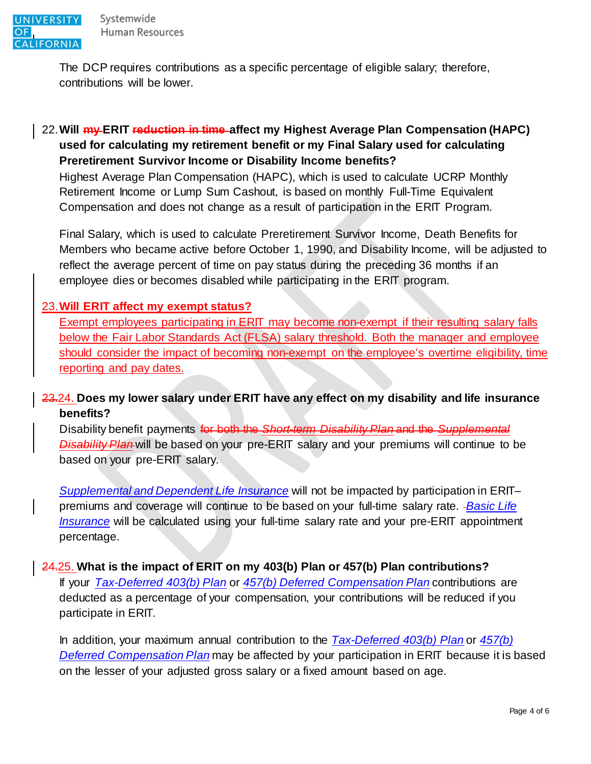The DCP requires contributions as a specific percentage of eligible salary; therefore, contributions will be lower.

22. **Will ~~my~~ ERIT ~~reduction in time~~ affect my Highest Average Plan Compensation (HAPC) used for calculating my retirement benefit or my Final Salary used for calculating Preretirement Survivor Income or Disability Income benefits?**

Highest Average Plan Compensation (HAPC), which is used to calculate UCRP Monthly Retirement Income or Lump Sum Cashout, is based on monthly Full-Time Equivalent Compensation and does not change as a result of participation in the ERIT Program.

Final Salary, which is used to calculate Preretirement Survivor Income, Death Benefits for Members who became active before October 1, 1990, and Disability Income, will be adjusted to reflect the average percent of time on pay status during the preceding 36 months if an employee dies or becomes disabled while participating in the ERIT program.

23. **Will ERIT affect my exempt status?**

Exempt employees participating in ERIT may become non-exempt if their resulting salary falls below the Fair Labor Standards Act (FLSA) salary threshold. Both the manager and employee should consider the impact of becoming non-exempt on the employee's overtime eligibility, time reporting and pay dates.

~~23.~~24. **Does my lower salary under ERIT have any effect on my disability and life insurance benefits?**

Disability benefit payments ~~for both the *Short-term Disability Plan* and the *Supplemental Disability Plan*~~ will be based on your pre-ERIT salary and your premiums will continue to be based on your pre-ERIT salary.

*Supplemental and Dependent Life Insurance* will not be impacted by participation in ERIT– premiums and coverage will continue to be based on your full-time salary rate. *Basic Life Insurance* will be calculated using your full-time salary rate and your pre-ERIT appointment percentage.

~~24.~~25. **What is the impact of ERIT on my 403(b) Plan or 457(b) Plan contributions?**

If your *Tax-Deferred 403(b) Plan* or *457(b) Deferred Compensation Plan* contributions are deducted as a percentage of your compensation, your contributions will be reduced if you participate in ERIT.

In addition, your maximum annual contribution to the *Tax-Deferred 403(b) Plan* or *457(b) Deferred Compensation Plan* may be affected by your participation in ERIT because it is based on the lesser of your adjusted gross salary or a fixed amount based on age.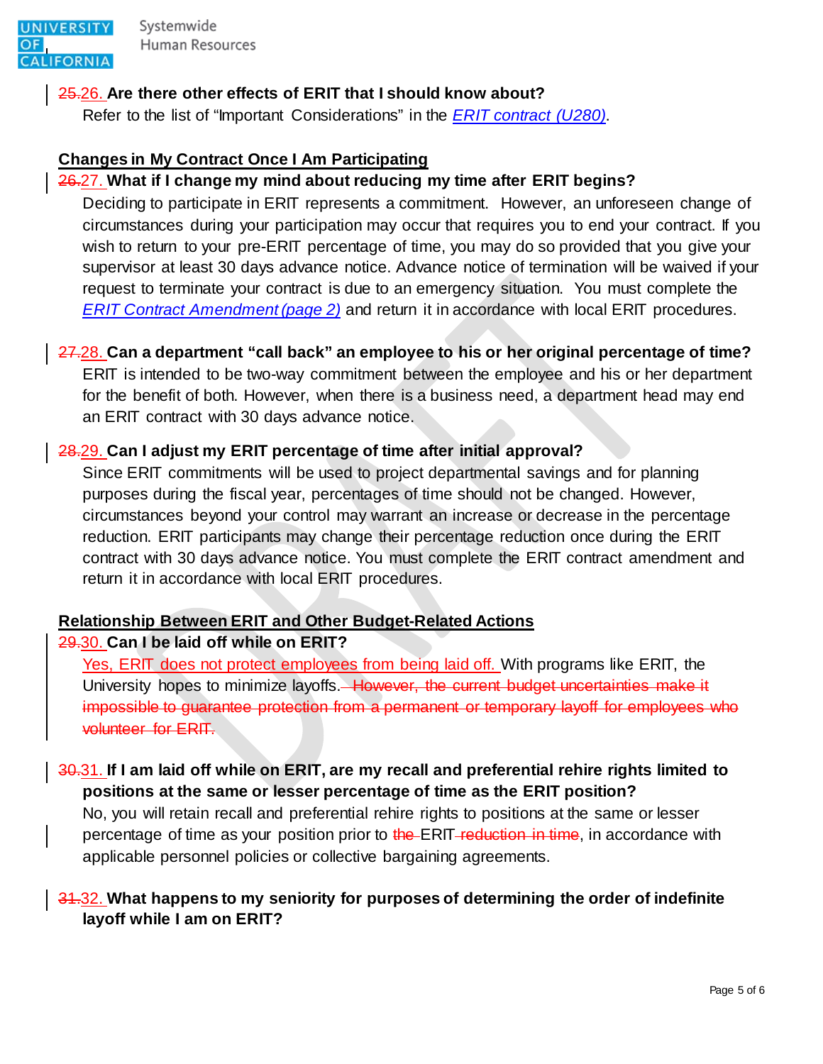**~~25.~~26. Are there other effects of ERIT that I should know about?**

Refer to the list of "Important Considerations" in the *ERIT contract (U280)*.

## Changes in My Contract Once I Am Participating

**~~26.~~27. What if I change my mind about reducing my time after ERIT begins?**

Deciding to participate in ERIT represents a commitment. However, an unforeseen change of circumstances during your participation may occur that requires you to end your contract. If you wish to return to your pre-ERIT percentage of time, you may do so provided that you give your supervisor at least 30 days advance notice. Advance notice of termination will be waived if your request to terminate your contract is due to an emergency situation. You must complete the *ERIT Contract Amendment (page 2)* and return it in accordance with local ERIT procedures.

**~~27.~~28. Can a department "call back" an employee to his or her original percentage of time?**

ERIT is intended to be two-way commitment between the employee and his or her department for the benefit of both. However, when there is a business need, a department head may end an ERIT contract with 30 days advance notice.

**~~28.~~29. Can I adjust my ERIT percentage of time after initial approval?**

Since ERIT commitments will be used to project departmental savings and for planning purposes during the fiscal year, percentages of time should not be changed. However, circumstances beyond your control may warrant an increase or decrease in the percentage reduction. ERIT participants may change their percentage reduction once during the ERIT contract with 30 days advance notice. You must complete the ERIT contract amendment and return it in accordance with local ERIT procedures.

## Relationship Between ERIT and Other Budget-Related Actions

**~~29.~~30. Can I be laid off while on ERIT?**

Yes, ERIT does not protect employees from being laid off. With programs like ERIT, the University hopes to minimize layoffs. ~~However, the current budget uncertainties make it impossible to guarantee protection from a permanent or temporary layoff for employees who volunteer for ERIT.~~

**~~30.~~31. If I am laid off while on ERIT, are my recall and preferential rehire rights limited to positions at the same or lesser percentage of time as the ERIT position?**

No, you will retain recall and preferential rehire rights to positions at the same or lesser percentage of time as your position prior to ~~the~~ ERIT ~~reduction in time~~, in accordance with applicable personnel policies or collective bargaining agreements.

**~~31.~~32. What happens to my seniority for purposes of determining the order of indefinite layoff while I am on ERIT?**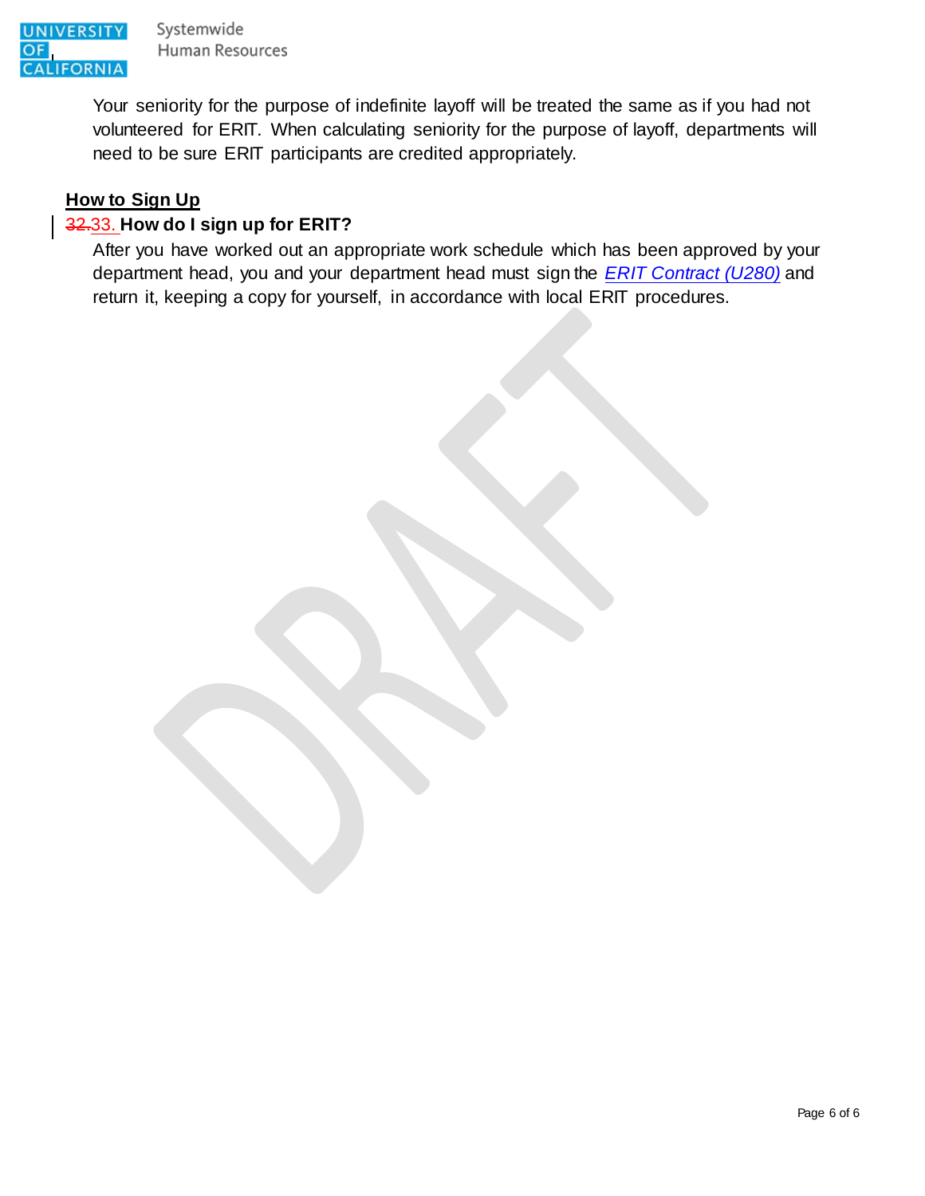Your seniority for the purpose of indefinite layoff will be treated the same as if you had not volunteered for ERIT. When calculating seniority for the purpose of layoff, departments will need to be sure ERIT participants are credited appropriately.

## How to Sign Up

### ~~32.~~33. How do I sign up for ERIT?

After you have worked out an appropriate work schedule which has been approved by your department head, you and your department head must sign the *ERIT Contract (U280)* and return it, keeping a copy for yourself, in accordance with local ERIT procedures.